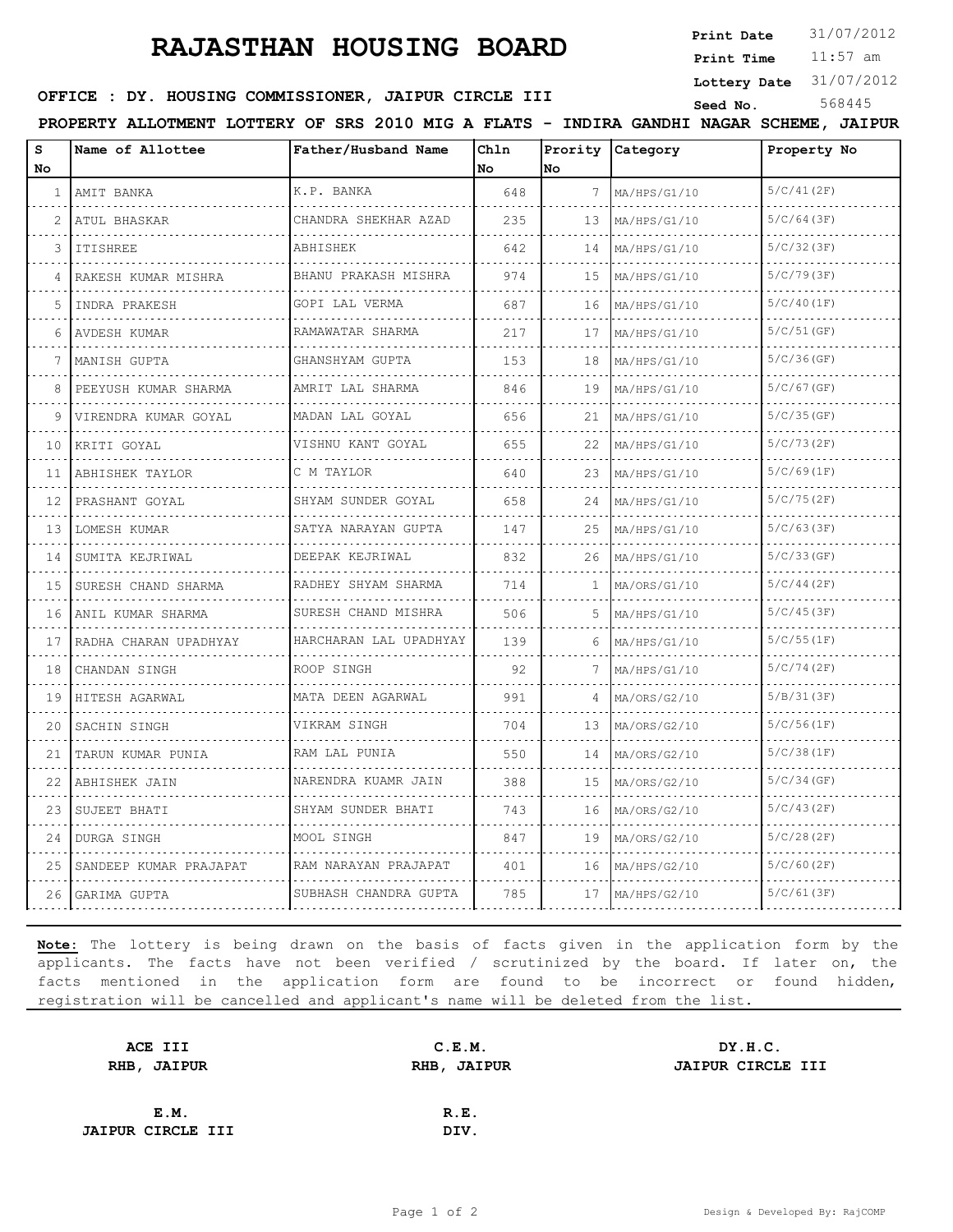# RAJASTHAN HOUSING BOARD

**Print Date** 31/07/2012
**Print Time** 11:57 am
**Lottery Date** 31/07/2012
**Seed No.** 568445

**OFFICE : DY. HOUSING COMMISSIONER, JAIPUR CIRCLE III**

**PROPERTY ALLOTMENT LOTTERY OF SRS 2010 MIG A FLATS - INDIRA GANDHI NAGAR SCHEME, JAIPUR**

| S No | Name of Allottee | Father/Husband Name | Chln No | Prority No | Category | Property No |
|---|---|---|---|---|---|---|
| 1 | AMIT BANKA | K.P. BANKA | 648 | 7 | MA/HPS/G1/10 | 5/C/41(2F) |
| 2 | ATUL BHASKAR | CHANDRA SHEKHAR AZAD | 235 | 13 | MA/HPS/G1/10 | 5/C/64(3F) |
| 3 | ITISHREE | ABHISHEK | 642 | 14 | MA/HPS/G1/10 | 5/C/32(3F) |
| 4 | RAKESH KUMAR MISHRA | BHANU PRAKASH MISHRA | 974 | 15 | MA/HPS/G1/10 | 5/C/79(3F) |
| 5 | INDRA PRAKESH | GOPI LAL VERMA | 687 | 16 | MA/HPS/G1/10 | 5/C/40(1F) |
| 6 | AVDESH KUMAR | RAMAWATAR SHARMA | 217 | 17 | MA/HPS/G1/10 | 5/C/51(GF) |
| 7 | MANISH GUPTA | GHANSHYAM GUPTA | 153 | 18 | MA/HPS/G1/10 | 5/C/36(GF) |
| 8 | PEEYUSH KUMAR SHARMA | AMRIT LAL SHARMA | 846 | 19 | MA/HPS/G1/10 | 5/C/67(GF) |
| 9 | VIRENDRA KUMAR GOYAL | MADAN LAL GOYAL | 656 | 21 | MA/HPS/G1/10 | 5/C/35(GF) |
| 10 | KRITI GOYAL | VISHNU KANT GOYAL | 655 | 22 | MA/HPS/G1/10 | 5/C/73(2F) |
| 11 | ABHISHEK TAYLOR | C M TAYLOR | 640 | 23 | MA/HPS/G1/10 | 5/C/69(1F) |
| 12 | PRASHANT GOYAL | SHYAM SUNDER GOYAL | 658 | 24 | MA/HPS/G1/10 | 5/C/75(2F) |
| 13 | LOMESH KUMAR | SATYA NARAYAN GUPTA | 147 | 25 | MA/HPS/G1/10 | 5/C/63(3F) |
| 14 | SUMITA KEJRIWAL | DEEPAK KEJRIWAL | 832 | 26 | MA/HPS/G1/10 | 5/C/33(GF) |
| 15 | SURESH CHAND SHARMA | RADHEY SHYAM SHARMA | 714 | 1 | MA/ORS/G1/10 | 5/C/44(2F) |
| 16 | ANIL KUMAR SHARMA | SURESH CHAND MISHRA | 506 | 5 | MA/HPS/G1/10 | 5/C/45(3F) |
| 17 | RADHA CHARAN UPADHYAY | HARCHARAN LAL UPADHYAY | 139 | 6 | MA/HPS/G1/10 | 5/C/55(1F) |
| 18 | CHANDAN SINGH | ROOP SINGH | 92 | 7 | MA/HPS/G1/10 | 5/C/74(2F) |
| 19 | HITESH AGARWAL | MATA DEEN AGARWAL | 991 | 4 | MA/ORS/G2/10 | 5/B/31(3F) |
| 20 | SACHIN SINGH | VIKRAM SINGH | 704 | 13 | MA/ORS/G2/10 | 5/C/56(1F) |
| 21 | TARUN KUMAR PUNIA | RAM LAL PUNIA | 550 | 14 | MA/ORS/G2/10 | 5/C/38(1F) |
| 22 | ABHISHEK JAIN | NARENDRA KUAMR JAIN | 388 | 15 | MA/ORS/G2/10 | 5/C/34(GF) |
| 23 | SUJEET BHATI | SHYAM SUNDER BHATI | 743 | 16 | MA/ORS/G2/10 | 5/C/43(2F) |
| 24 | DURGA SINGH | MOOL SINGH | 847 | 19 | MA/ORS/G2/10 | 5/C/28(2F) |
| 25 | SANDEEP KUMAR PRAJAPAT | RAM NARAYAN PRAJAPAT | 401 | 16 | MA/HPS/G2/10 | 5/C/60(2F) |
| 26 | GARIMA GUPTA | SUBHASH CHANDRA GUPTA | 785 | 17 | MA/HPS/G2/10 | 5/C/61(3F) |

**Note:** The lottery is being drawn on the basis of facts given in the application form by the applicants. The facts have not been verified / scrutinized by the board. If later on, the facts mentioned in the application form are found to be incorrect or found hidden, registration will be cancelled and applicant's name will be deleted from the list.

**ACE III**
**RHB, JAIPUR**

**C.E.M.**
**RHB, JAIPUR**

**DY.H.C.**
**JAIPUR CIRCLE III**

**E.M.**
**JAIPUR CIRCLE III**

**R.E.**
**DIV.**

Design & Developed By: RajCOMP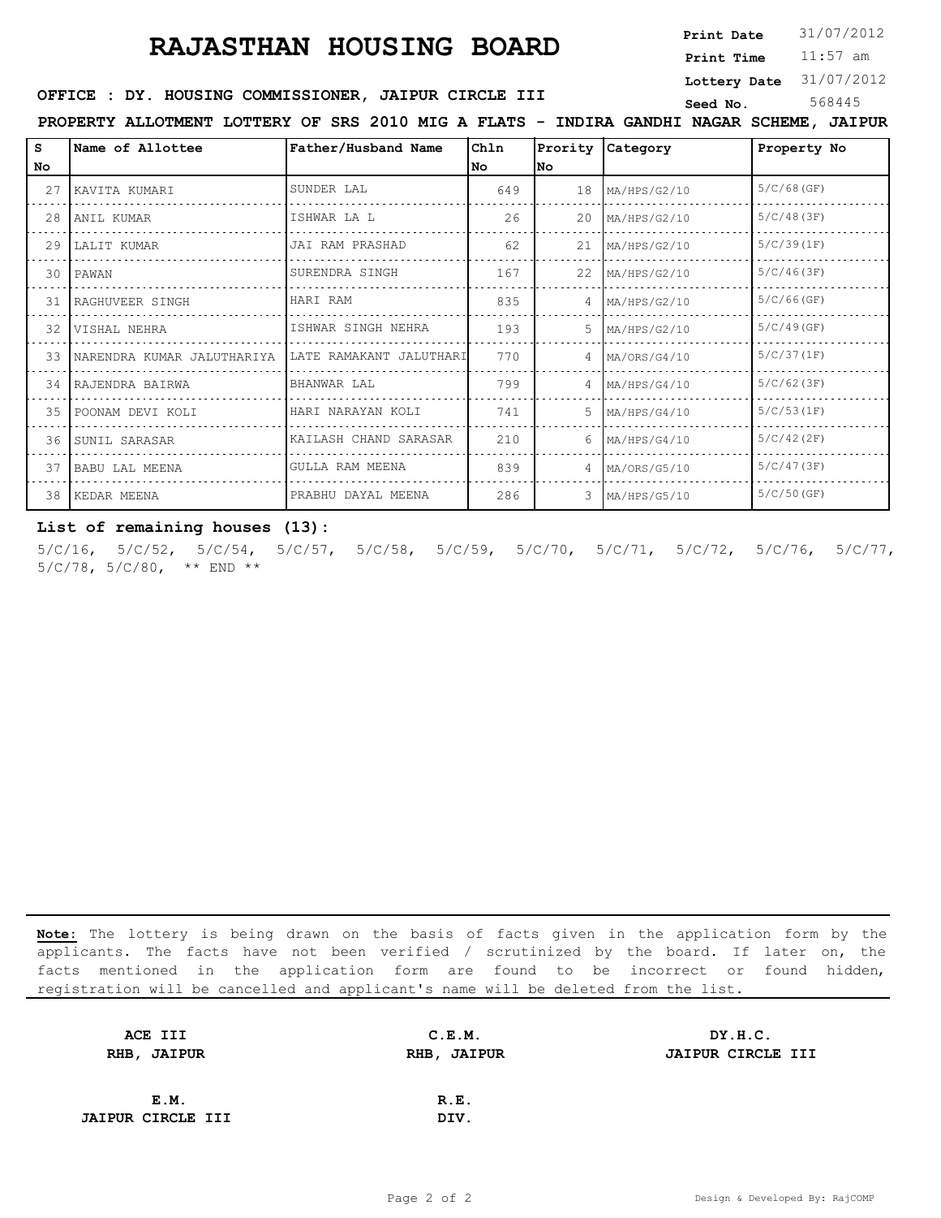# RAJASTHAN HOUSING BOARD

**Print Date** 31/07/2012
**Print Time** 11:57 am
**Lottery Date** 31/07/2012
**Seed No.** 568445

**OFFICE : DY. HOUSING COMMISSIONER, JAIPUR CIRCLE III**

**PROPERTY ALLOTMENT LOTTERY OF SRS 2010 MIG A FLATS - INDIRA GANDHI NAGAR SCHEME, JAIPUR**

| S No | Name of Allottee | Father/Husband Name | Chln No | Prority No | Category | Property No |
|---|---|---|---|---|---|---|
| 27 | KAVITA KUMARI | SUNDER LAL | 649 | 18 | MA/HPS/G2/10 | 5/C/68(GF) |
| 28 | ANIL KUMAR | ISHWAR LA L | 26 | 20 | MA/HPS/G2/10 | 5/C/48(3F) |
| 29 | LALIT KUMAR | JAI RAM PRASHAD | 62 | 21 | MA/HPS/G2/10 | 5/C/39(1F) |
| 30 | PAWAN | SURENDRA SINGH | 167 | 22 | MA/HPS/G2/10 | 5/C/46(3F) |
| 31 | RAGHUVEER SINGH | HARI RAM | 835 | 4 | MA/HPS/G2/10 | 5/C/66(GF) |
| 32 | VISHAL NEHRA | ISHWAR SINGH NEHRA | 193 | 5 | MA/HPS/G2/10 | 5/C/49(GF) |
| 33 | NARENDRA KUMAR JALUTHARIYA | LATE RAMAKANT JALUTHARI | 770 | 4 | MA/ORS/G4/10 | 5/C/37(1F) |
| 34 | RAJENDRA BAIRWA | BHANWAR LAL | 799 | 4 | MA/HPS/G4/10 | 5/C/62(3F) |
| 35 | POONAM DEVI KOLI | HARI NARAYAN KOLI | 741 | 5 | MA/HPS/G4/10 | 5/C/53(1F) |
| 36 | SUNIL SARASAR | KAILASH CHAND SARASAR | 210 | 6 | MA/HPS/G4/10 | 5/C/42(2F) |
| 37 | BABU LAL MEENA | GULLA RAM MEENA | 839 | 4 | MA/ORS/G5/10 | 5/C/47(3F) |
| 38 | KEDAR MEENA | PRABHU DAYAL MEENA | 286 | 3 | MA/HPS/G5/10 | 5/C/50(GF) |

**List of remaining houses (13):**

5/C/16, 5/C/52, 5/C/54, 5/C/57, 5/C/58, 5/C/59, 5/C/70, 5/C/71, 5/C/72, 5/C/76, 5/C/77, 5/C/78, 5/C/80, ** END **

**Note:** The lottery is being drawn on the basis of facts given in the application form by the applicants. The facts have not been verified / scrutinized by the board. If later on, the facts mentioned in the application form are found to be incorrect or found hidden, registration will be cancelled and applicant's name will be deleted from the list.

**ACE III**
**RHB, JAIPUR**

**C.E.M.**
**RHB, JAIPUR**

**DY.H.C.**
**JAIPUR CIRCLE III**

**E.M.**
**JAIPUR CIRCLE III**

**R.E.**
**DIV.**

Design & Developed By: RajCOMP